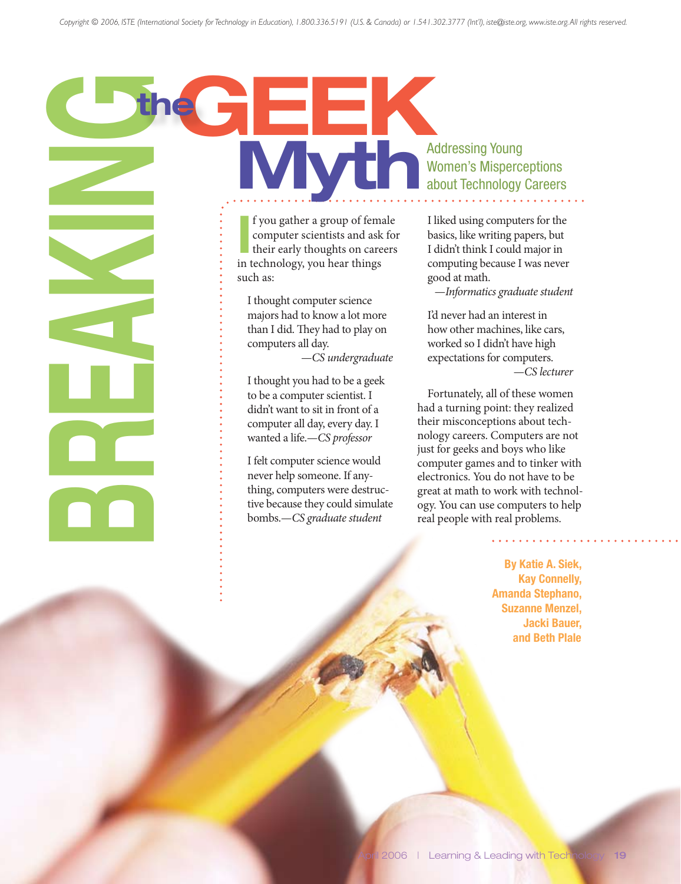Copyright © 2006, ISTE (International Society for Technology in Education), 1.800.336.5191 (U.S. & Canada) or 1.541.302.3777 (Int'l), iste@iste.org, www.iste.org. All rights reserved.

# BREAKING the GEEK Myth

## Addressing Young Women's Misperceptions about Technology Careers

If you gather a group of female computer scientists and ask for their early thoughts on careers in technology, you hear things such as:

> I thought computer science majors had to know a lot more than I did. They had to play on computers all day.
> —*CS undergraduate*

> I thought you had to be a geek to be a computer scientist. I didn't want to sit in front of a computer all day, every day. I wanted a life.—*CS professor*

> I felt computer science would never help someone. If anything, computers were destructive because they could simulate bombs.—*CS graduate student*

> I liked using computers for the basics, like writing papers, but I didn't think I could major in computing because I was never good at math.
> —*Informatics graduate student*

> I'd never had an interest in how other machines, like cars, worked so I didn't have high expectations for computers.
> —*CS lecturer*

Fortunately, all of these women had a turning point: they realized their misconceptions about technology careers. Computers are not just for geeks and boys who like computer games and to tinker with electronics. You do not have to be great at math to work with technology. You can use computers to help real people with real problems.

**By Katie A. Siek, Kay Connelly, Amanda Stephano, Suzanne Menzel, Jacki Bauer, and Beth Plale**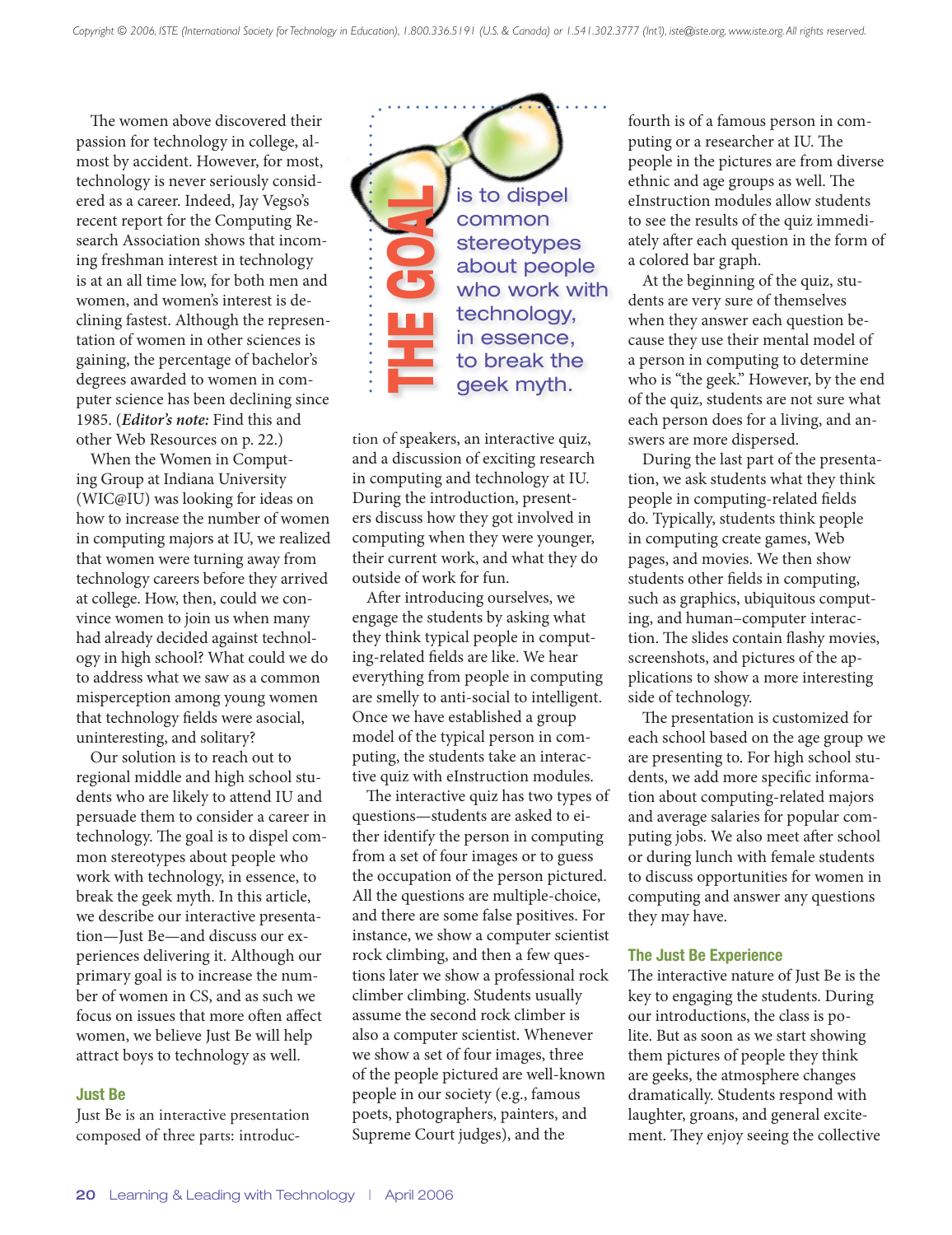The women above discovered their passion for technology in college, almost by accident. However, for most, technology is never seriously considered as a career. Indeed, Jay Vegso's recent report for the Computing Research Association shows that incoming freshman interest in technology is at an all time low, for both men and women, and women's interest is declining fastest. Although the representation of women in other sciences is gaining, the percentage of bachelor's degrees awarded to women in computer science has been declining since 1985. (***Editor's note:*** Find this and other Web Resources on p. 22.)

When the Women in Computing Group at Indiana University (WIC@IU) was looking for ideas on how to increase the number of women in computing majors at IU, we realized that women were turning away from technology careers before they arrived at college. How, then, could we convince women to join us when many had already decided against technology in high school? What could we do to address what we saw as a common misperception among young women that technology fields were asocial, uninteresting, and solitary?

Our solution is to reach out to regional middle and high school students who are likely to attend IU and persuade them to consider a career in technology. The goal is to dispel common stereotypes about people who work with technology, in essence, to break the geek myth. In this article, we describe our interactive presentation—Just Be—and discuss our experiences delivering it. Although our primary goal is to increase the number of women in CS, and as such we focus on issues that more often affect women, we believe Just Be will help attract boys to technology as well.

**THE GOAL** is to dispel common stereotypes about people who work with technology, in essence, to break the geek myth.

## Just Be

Just Be is an interactive presentation composed of three parts: introduction of speakers, an interactive quiz, and a discussion of exciting research in computing and technology at IU. During the introduction, presenters discuss how they got involved in computing when they were younger, their current work, and what they do outside of work for fun.

After introducing ourselves, we engage the students by asking what they think typical people in computing-related fields are like. We hear everything from people in computing are smelly to anti-social to intelligent. Once we have established a group model of the typical person in computing, the students take an interactive quiz with eInstruction modules.

The interactive quiz has two types of questions—students are asked to either identify the person in computing from a set of four images or to guess the occupation of the person pictured. All the questions are multiple-choice, and there are some false positives. For instance, we show a computer scientist rock climbing, and then a few questions later we show a professional rock climber climbing. Students usually assume the second rock climber is also a computer scientist. Whenever we show a set of four images, three of the people pictured are well-known people in our society (e.g., famous poets, photographers, painters, and Supreme Court judges), and the fourth is of a famous person in computing or a researcher at IU. The people in the pictures are from diverse ethnic and age groups as well. The eInstruction modules allow students to see the results of the quiz immediately after each question in the form of a colored bar graph.

At the beginning of the quiz, students are very sure of themselves when they answer each question because they use their mental model of a person in computing to determine who is "the geek." However, by the end of the quiz, students are not sure what each person does for a living, and answers are more dispersed.

During the last part of the presentation, we ask students what they think people in computing-related fields do. Typically, students think people in computing create games, Web pages, and movies. We then show students other fields in computing, such as graphics, ubiquitous computing, and human–computer interaction. The slides contain flashy movies, screenshots, and pictures of the applications to show a more interesting side of technology.

The presentation is customized for each school based on the age group we are presenting to. For high school students, we add more specific information about computing-related majors and average salaries for popular computing jobs. We also meet after school or during lunch with female students to discuss opportunities for women in computing and answer any questions they may have.

## The Just Be Experience

The interactive nature of Just Be is the key to engaging the students. During our introductions, the class is polite. But as soon as we start showing them pictures of people they think are geeks, the atmosphere changes dramatically. Students respond with laughter, groans, and general excitement. They enjoy seeing the collective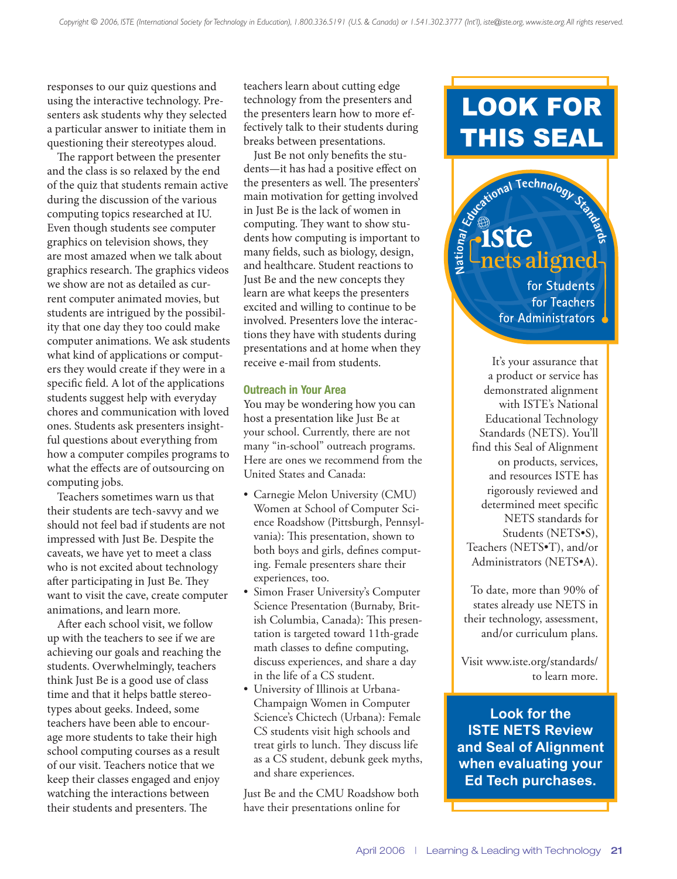responses to our quiz questions and using the interactive technology. Presenters ask students why they selected a particular answer to initiate them in questioning their stereotypes aloud.

The rapport between the presenter and the class is so relaxed by the end of the quiz that students remain active during the discussion of the various computing topics researched at IU. Even though students see computer graphics on television shows, they are most amazed when we talk about graphics research. The graphics videos we show are not as detailed as current computer animated movies, but students are intrigued by the possibility that one day they too could make computer animations. We ask students what kind of applications or computers they would create if they were in a specific field. A lot of the applications students suggest help with everyday chores and communication with loved ones. Students ask presenters insightful questions about everything from how a computer compiles programs to what the effects are of outsourcing on computing jobs.

Teachers sometimes warn us that their students are tech-savvy and we should not feel bad if students are not impressed with Just Be. Despite the caveats, we have yet to meet a class who is not excited about technology after participating in Just Be. They want to visit the cave, create computer animations, and learn more.

After each school visit, we follow up with the teachers to see if we are achieving our goals and reaching the students. Overwhelmingly, teachers think Just Be is a good use of class time and that it helps battle stereotypes about geeks. Indeed, some teachers have been able to encourage more students to take their high school computing courses as a result of our visit. Teachers notice that we keep their classes engaged and enjoy watching the interactions between their students and presenters. The teachers learn about cutting edge technology from the presenters and the presenters learn how to more effectively talk to their students during breaks between presentations.

Just Be not only benefits the students—it has had a positive effect on the presenters as well. The presenters' main motivation for getting involved in Just Be is the lack of women in computing. They want to show students how computing is important to many fields, such as biology, design, and healthcare. Student reactions to Just Be and the new concepts they learn are what keeps the presenters excited and willing to continue to be involved. Presenters love the interactions they have with students during presentations and at home when they receive e-mail from students.

### Outreach in Your Area

You may be wondering how you can host a presentation like Just Be at your school. Currently, there are not many "in-school" outreach programs. Here are ones we recommend from the United States and Canada:

- Carnegie Melon University (CMU) Women at School of Computer Science Roadshow (Pittsburgh, Pennsylvania): This presentation, shown to both boys and girls, defines computing. Female presenters share their experiences, too.
- Simon Fraser University's Computer Science Presentation (Burnaby, British Columbia, Canada): This presentation is targeted toward 11th-grade math classes to define computing, discuss experiences, and share a day in the life of a CS student.
- University of Illinois at Urbana-Champaign Women in Computer Science's Chictech (Urbana): Female CS students visit high schools and treat girls to lunch. They discuss life as a CS student, debunk geek myths, and share experiences.

Just Be and the CMU Roadshow both have their presentations online for

---

**LOOK FOR THIS SEAL**

National Educational Technology Standards — iste nets aligned — for Students, for Teachers, for Administrators

It's your assurance that a product or service has demonstrated alignment with ISTE's National Educational Technology Standards (NETS). You'll find this Seal of Alignment on products, services, and resources ISTE has rigorously reviewed and determined meet specific NETS standards for Students (NETS•S), Teachers (NETS•T), and/or Administrators (NETS•A).

To date, more than 90% of states already use NETS in their technology, assessment, and/or curriculum plans.

Visit www.iste.org/standards/ to learn more.

**Look for the ISTE NETS Review and Seal of Alignment when evaluating your Ed Tech purchases.**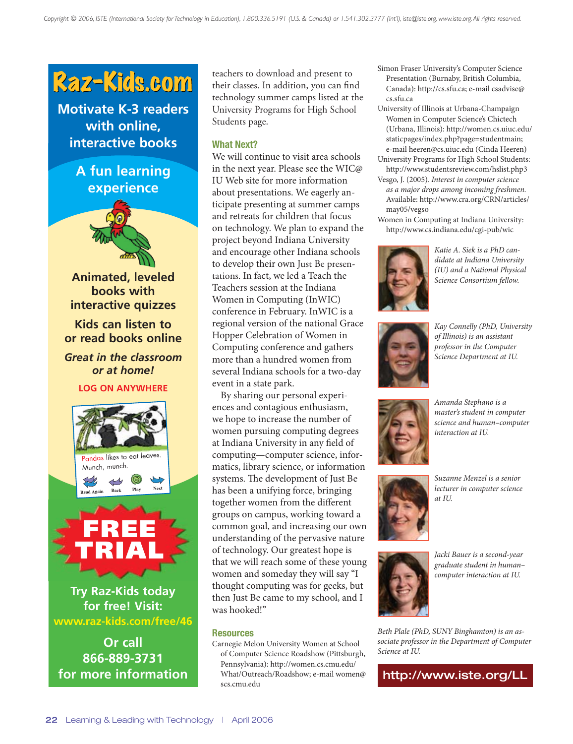Raz-Kids.com

Motivate K-3 readers with online, interactive books

A fun learning experience

Animated, leveled books with interactive quizzes

Kids can listen to or read books online

*Great in the classroom or at home!*

LOG ON ANYWHERE

Pandas likes to eat leaves. Munch, munch.

Read Again Back Play Next

FREE TRIAL

Try Raz-Kids today for free! Visit: www.raz-kids.com/free/46

Or call 866-889-3731 for more information

teachers to download and present to their classes. In addition, you can find technology summer camps listed at the University Programs for High School Students page.

## What Next?

We will continue to visit area schools in the next year. Please see the WIC@IU Web site for more information about presentations. We eagerly anticipate presenting at summer camps and retreats for children that focus on technology. We plan to expand the project beyond Indiana University and encourage other Indiana schools to develop their own Just Be presentations. In fact, we led a Teach the Teachers session at the Indiana Women in Computing (InWIC) conference in February. InWIC is a regional version of the national Grace Hopper Celebration of Women in Computing conference and gathers more than a hundred women from several Indiana schools for a two-day event in a state park.

By sharing our personal experiences and contagious enthusiasm, we hope to increase the number of women pursuing computing degrees at Indiana University in any field of computing—computer science, informatics, library science, or information systems. The development of Just Be has been a unifying force, bringing together women from the different groups on campus, working toward a common goal, and increasing our own understanding of the pervasive nature of technology. Our greatest hope is that we will reach some of these young women and someday they will say "I thought computing was for geeks, but then Just Be came to my school, and I was hooked!"

## Resources

Carnegie Melon University Women at School of Computer Science Roadshow (Pittsburgh, Pennsylvania): http://women.cs.cmu.edu/What/Outreach/Roadshow; e-mail women@scs.cmu.edu

Simon Fraser University's Computer Science Presentation (Burnaby, British Columbia, Canada): http://cs.sfu.ca; e-mail csadvise@cs.sfu.ca

University of Illinois at Urbana-Champaign Women in Computer Science's Chictech (Urbana, Illinois): http://women.cs.uiuc.edu/staticpages/index.php?page=studentmain; e-mail heeren@cs.uiuc.edu (Cinda Heeren)

University Programs for High School Students: http://www.studentsreview.com/hslist.php3

Vesgo, J. (2005). *Interest in computer science as a major drops among incoming freshmen.* Available: http://www.cra.org/CRN/articles/may05/vegso

Women in Computing at Indiana University: http://www.cs.indiana.edu/cgi-pub/wic

*Katie A. Siek is a PhD candidate at Indiana University (IU) and a National Physical Science Consortium fellow.*

*Kay Connelly (PhD, University of Illinois) is an assistant professor in the Computer Science Department at IU.*

*Amanda Stephano is a master's student in computer science and human–computer interaction at IU.*

*Suzanne Menzel is a senior lecturer in computer science at IU.*

*Jacki Bauer is a second-year graduate student in human–computer interaction at IU.*

*Beth Plale (PhD, SUNY Binghamton) is an associate professor in the Department of Computer Science at IU.*

http://www.iste.org/LL